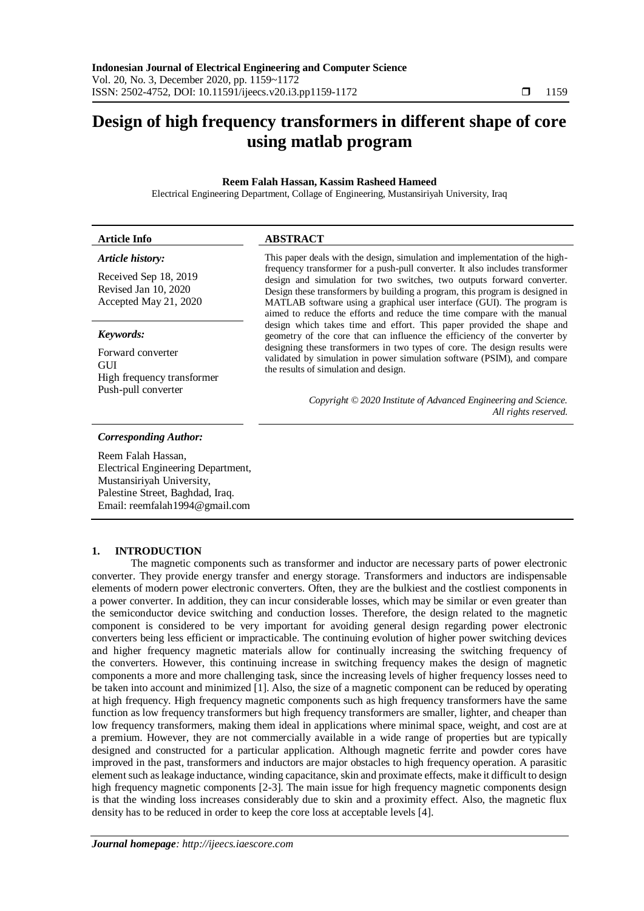# Design of high frequency transformers in different shape of core using matlab program

**Reem Falah Hassan, Kassim Rasheed Hameed**

Electrical Engineering Department, Collage of Engineering, Mustansiriyah University, Iraq

| Article Info | ABSTRACT |
|---|---|
| ***Article history:*** Received Sep 18, 2019 Revised Jan 10, 2020 Accepted May 21, 2020 ***Keywords:*** Forward converter GUI High frequency transformer Push-pull converter | This paper deals with the design, simulation and implementation of the high-frequency transformer for a push-pull converter. It also includes transformer design and simulation for two switches, two outputs forward converter. Design these transformers by building a program, this program is designed in MATLAB software using a graphical user interface (GUI). The program is aimed to reduce the efforts and reduce the time compare with the manual design which takes time and effort. This paper provided the shape and geometry of the core that can influence the efficiency of the converter by designing these transformers in two types of core. The design results were validated by simulation in power simulation software (PSIM), and compare the results of simulation and design. *Copyright © 2020 Institute of Advanced Engineering and Science. All rights reserved.* |

***Corresponding Author:***

Reem Falah Hassan,
Electrical Engineering Department,
Mustansiriyah University,
Palestine Street, Baghdad, Iraq.
Email: reemfalah1994@gmail.com

## 1. INTRODUCTION

The magnetic components such as transformer and inductor are necessary parts of power electronic converter. They provide energy transfer and energy storage. Transformers and inductors are indispensable elements of modern power electronic converters. Often, they are the bulkiest and the costliest components in a power converter. In addition, they can incur considerable losses, which may be similar or even greater than the semiconductor device switching and conduction losses. Therefore, the design related to the magnetic component is considered to be very important for avoiding general design regarding power electronic converters being less efficient or impracticable. The continuing evolution of higher power switching devices and higher frequency magnetic materials allow for continually increasing the switching frequency of the converters. However, this continuing increase in switching frequency makes the design of magnetic components a more and more challenging task, since the increasing levels of higher frequency losses need to be taken into account and minimized [1]. Also, the size of a magnetic component can be reduced by operating at high frequency. High frequency magnetic components such as high frequency transformers have the same function as low frequency transformers but high frequency transformers are smaller, lighter, and cheaper than low frequency transformers, making them ideal in applications where minimal space, weight, and cost are at a premium. However, they are not commercially available in a wide range of properties but are typically designed and constructed for a particular application. Although magnetic ferrite and powder cores have improved in the past, transformers and inductors are major obstacles to high frequency operation. A parasitic element such as leakage inductance, winding capacitance, skin and proximate effects, make it difficult to design high frequency magnetic components [2-3]. The main issue for high frequency magnetic components design is that the winding loss increases considerably due to skin and a proximity effect. Also, the magnetic flux density has to be reduced in order to keep the core loss at acceptable levels [4].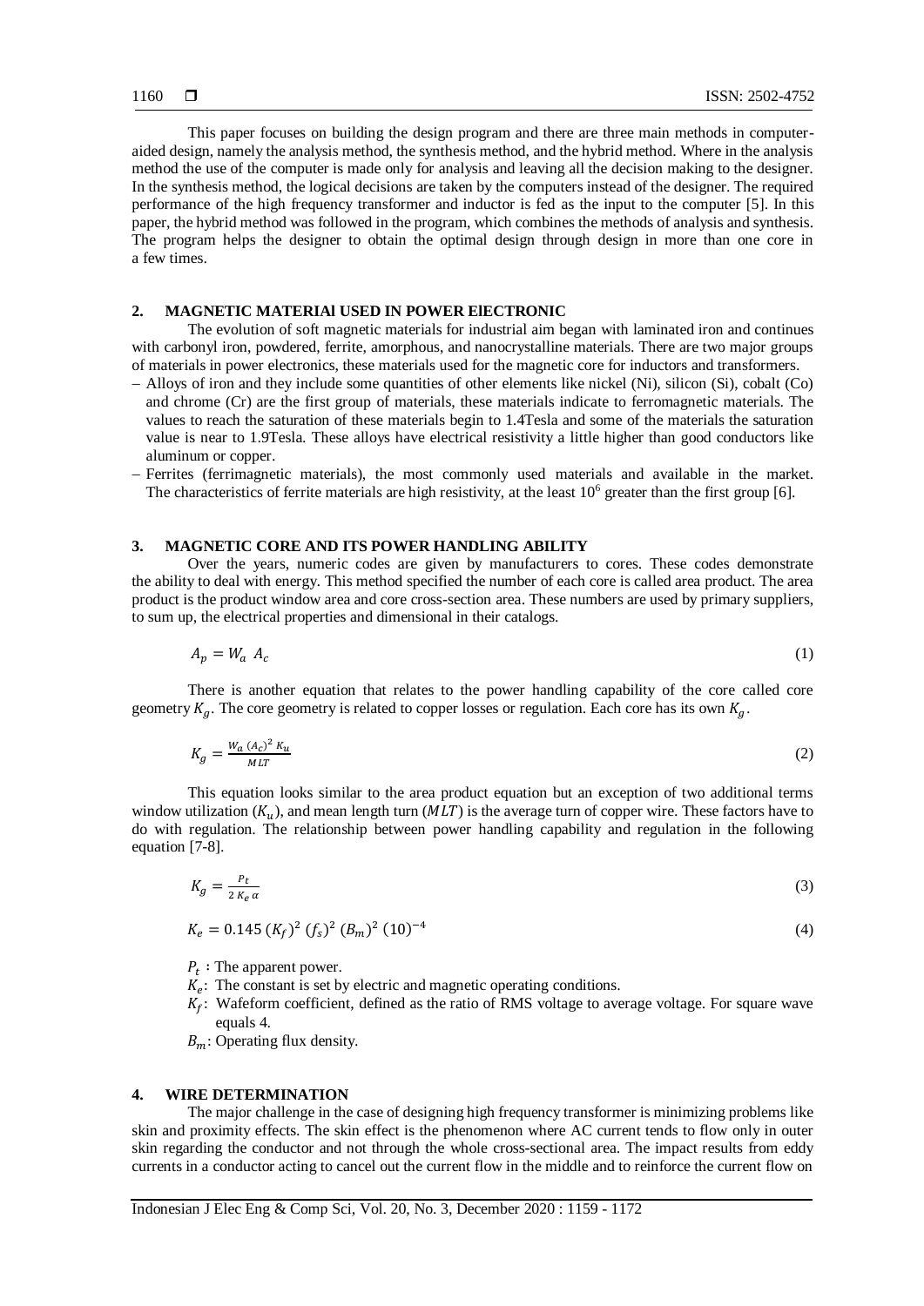This paper focuses on building the design program and there are three main methods in computer-aided design, namely the analysis method, the synthesis method, and the hybrid method. Where in the analysis method the use of the computer is made only for analysis and leaving all the decision making to the designer. In the synthesis method, the logical decisions are taken by the computers instead of the designer. The required performance of the high frequency transformer and inductor is fed as the input to the computer [5]. In this paper, the hybrid method was followed in the program, which combines the methods of analysis and synthesis. The program helps the designer to obtain the optimal design through design in more than one core in a few times.

## 2. MAGNETIC MATERIAl USED IN POWER ElECTRONIC

The evolution of soft magnetic materials for industrial aim began with laminated iron and continues with carbonyl iron, powdered, ferrite, amorphous, and nanocrystalline materials. There are two major groups of materials in power electronics, these materials used for the magnetic core for inductors and transformers.

- Alloys of iron and they include some quantities of other elements like nickel (Ni), silicon (Si), cobalt (Co) and chrome (Cr) are the first group of materials, these materials indicate to ferromagnetic materials. The values to reach the saturation of these materials begin to 1.4Tesla and some of the materials the saturation value is near to 1.9Tesla. These alloys have electrical resistivity a little higher than good conductors like aluminum or copper.
- Ferrites (ferrimagnetic materials), the most commonly used materials and available in the market. The characteristics of ferrite materials are high resistivity, at the least $10^6$ greater than the first group [6].

## 3. MAGNETIC CORE AND ITS POWER HANDLING ABILITY

Over the years, numeric codes are given by manufacturers to cores. These codes demonstrate the ability to deal with energy. This method specified the number of each core is called area product. The area product is the product window area and core cross-section area. These numbers are used by primary suppliers, to sum up, the electrical properties and dimensional in their catalogs.

$$A_p = W_a \ A_c \tag{1}$$

There is another equation that relates to the power handling capability of the core called core geometry $K_g$. The core geometry is related to copper losses or regulation. Each core has its own $K_g$.

$$K_g = \frac{W_a \ (A_c)^2 \ K_u}{MLT} \tag{2}$$

This equation looks similar to the area product equation but an exception of two additional terms window utilization ($K_u$), and mean length turn ($MLT$) is the average turn of copper wire. These factors have to do with regulation. The relationship between power handling capability and regulation in the following equation [7-8].

$$K_g = \frac{P_t}{2 \ K_e \ \alpha} \tag{3}$$

$$K_e = 0.145 \ (K_f)^2 \ (f_s)^2 \ (B_m)^2 \ (10)^{-4} \tag{4}$$

$P_t$ : The apparent power.

$K_e$: The constant is set by electric and magnetic operating conditions.

$K_f$: Wafeform coefficient, defined as the ratio of RMS voltage to average voltage. For square wave equals 4.

$B_m$: Operating flux density.

## 4. WIRE DETERMINATION

The major challenge in the case of designing high frequency transformer is minimizing problems like skin and proximity effects. The skin effect is the phenomenon where AC current tends to flow only in outer skin regarding the conductor and not through the whole cross-sectional area. The impact results from eddy currents in a conductor acting to cancel out the current flow in the middle and to reinforce the current flow on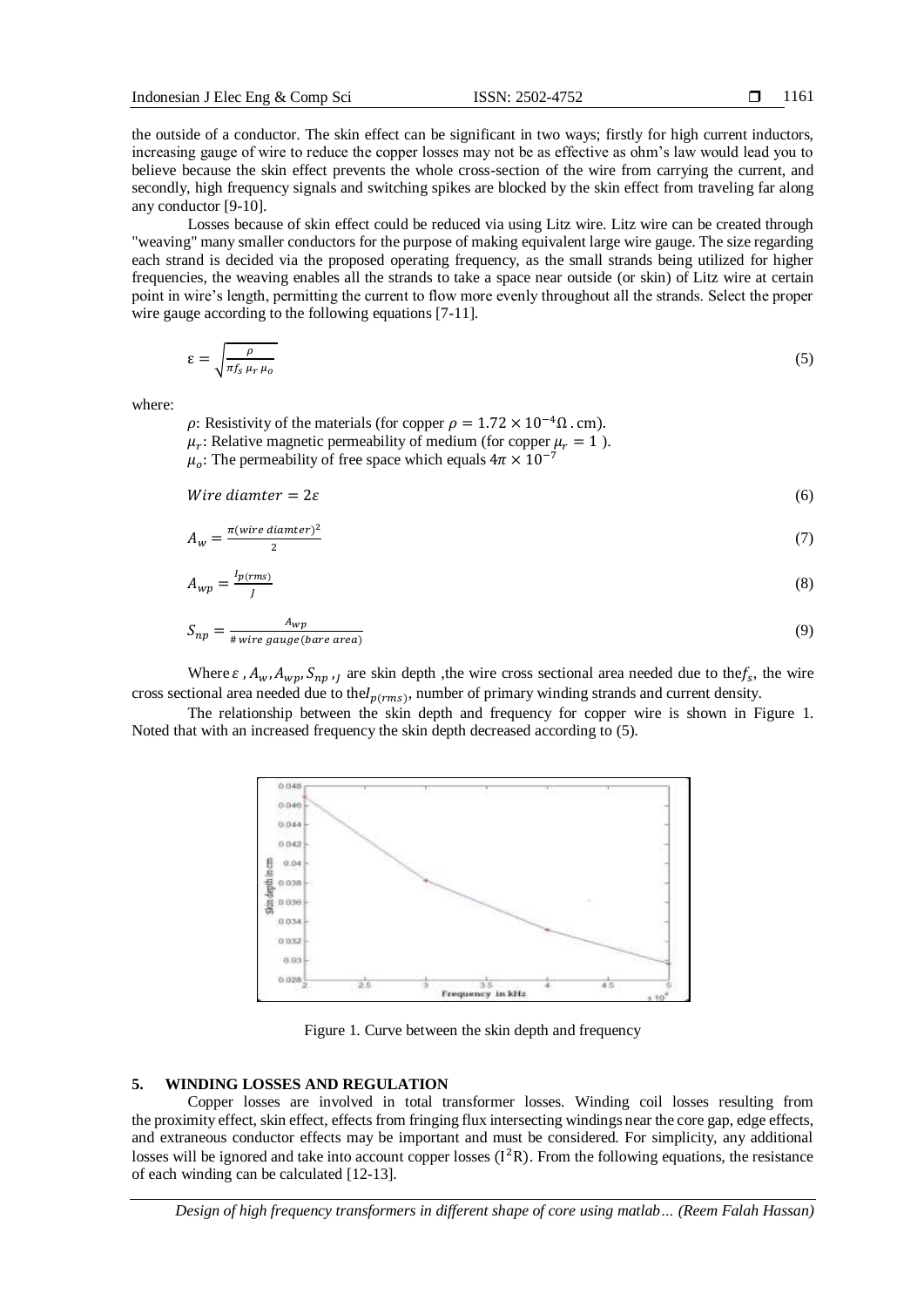the outside of a conductor. The skin effect can be significant in two ways; firstly for high current inductors, increasing gauge of wire to reduce the copper losses may not be as effective as ohm's law would lead you to believe because the skin effect prevents the whole cross-section of the wire from carrying the current, and secondly, high frequency signals and switching spikes are blocked by the skin effect from traveling far along any conductor [9-10].

Losses because of skin effect could be reduced via using Litz wire. Litz wire can be created through "weaving" many smaller conductors for the purpose of making equivalent large wire gauge. The size regarding each strand is decided via the proposed operating frequency, as the small strands being utilized for higher frequencies, the weaving enables all the strands to take a space near outside (or skin) of Litz wire at certain point in wire's length, permitting the current to flow more evenly throughout all the strands. Select the proper wire gauge according to the following equations [7-11].

$$\varepsilon = \sqrt{\frac{\rho}{\pi f_s \, \mu_r \, \mu_o}} \tag{5}$$

where:

$\rho$: Resistivity of the materials (for copper $\rho = 1.72 \times 10^{-4} \Omega \, . \, \text{cm}$).
$\mu_r$: Relative magnetic permeability of medium (for copper $\mu_r = 1$ ).
$\mu_o$: The permeability of free space which equals $4\pi \times 10^{-7}$

$$Wire\ diamter = 2\varepsilon \tag{6}$$

$$A_w = \frac{\pi (wire\ diamter)^2}{2} \tag{7}$$

$$A_{wp} = \frac{I_{p(rms)}}{J} \tag{8}$$

$$S_{np} = \frac{A_{wp}}{\#\ wire\ gauge(bare\ area)} \tag{9}$$

Where $\varepsilon$ , $A_w$, $A_{wp}$, $S_{np}$ ,$J$ are skin depth ,the wire cross sectional area needed due to the $f_s$, the wire cross sectional area needed due to the $I_{p(rms)}$, number of primary winding strands and current density.

The relationship between the skin depth and frequency for copper wire is shown in Figure 1. Noted that with an increased frequency the skin depth decreased according to (5).

Figure 1. Curve between the skin depth and frequency

## 5. WINDING LOSSES AND REGULATION

Copper losses are involved in total transformer losses. Winding coil losses resulting from the proximity effect, skin effect, effects from fringing flux intersecting windings near the core gap, edge effects, and extraneous conductor effects may be important and must be considered. For simplicity, any additional losses will be ignored and take into account copper losses ($I^2R$). From the following equations, the resistance of each winding can be calculated [12-13].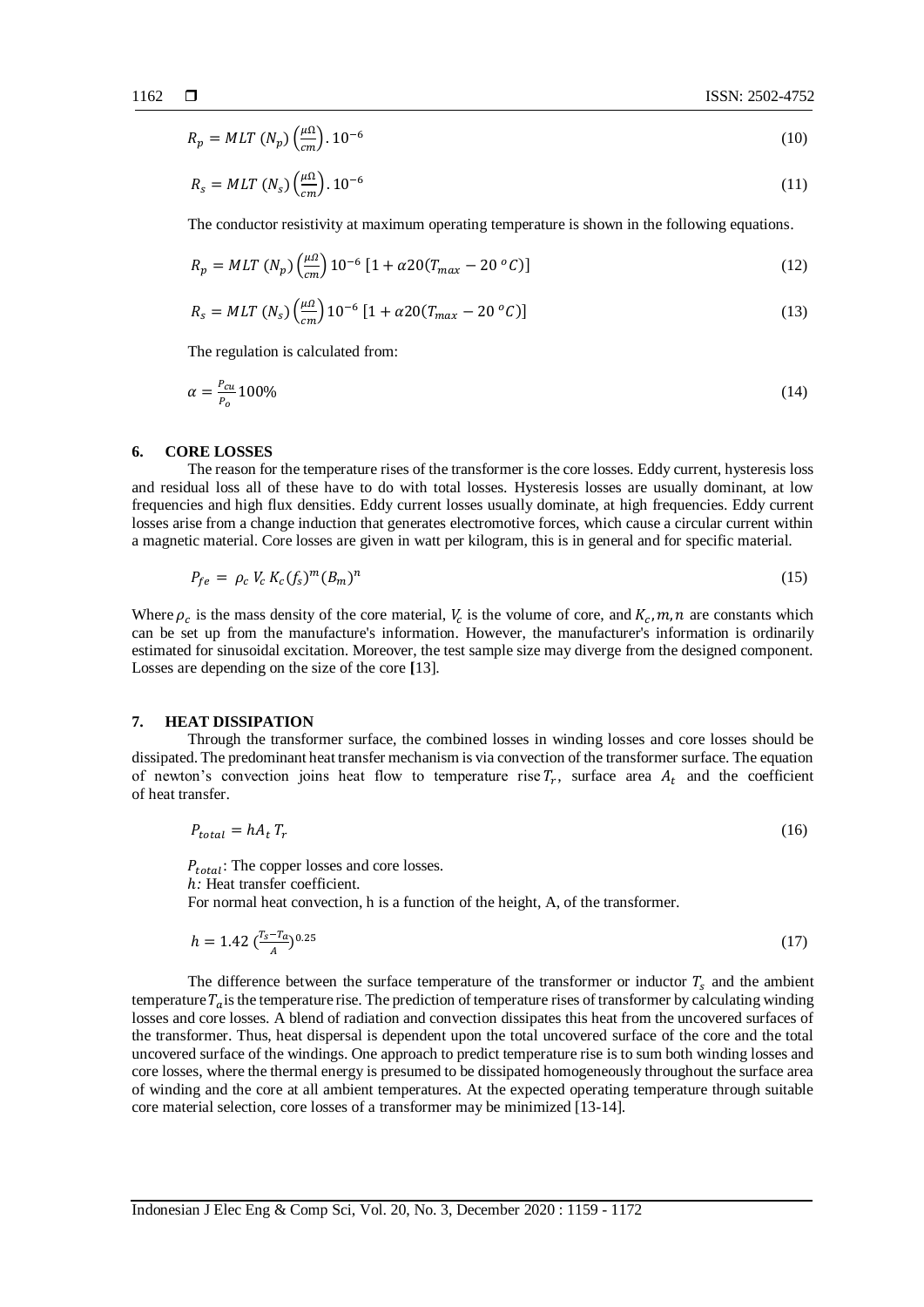$$R_p = MLT\ (N_p)\left(\frac{\mu\Omega}{cm}\right).10^{-6} \tag{10}$$

$$R_s = MLT\ (N_s)\left(\frac{\mu\Omega}{cm}\right).10^{-6} \tag{11}$$

The conductor resistivity at maximum operating temperature is shown in the following equations.

$$R_p = MLT\ (N_p)\left(\frac{\mu\Omega}{cm}\right)10^{-6}\ [1 + \alpha 20(T_{max} - 20\ ^oC)] \tag{12}$$

$$R_s = MLT\ (N_s)\left(\frac{\mu\Omega}{cm}\right)10^{-6}\ [1 + \alpha 20(T_{max} - 20\ ^oC)] \tag{13}$$

The regulation is calculated from:

$$\alpha = \frac{P_{cu}}{P_o}100\% \tag{14}$$

## 6. CORE LOSSES

The reason for the temperature rises of the transformer is the core losses. Eddy current, hysteresis loss and residual loss all of these have to do with total losses. Hysteresis losses are usually dominant, at low frequencies and high flux densities. Eddy current losses usually dominate, at high frequencies. Eddy current losses arise from a change induction that generates electromotive forces, which cause a circular current within a magnetic material. Core losses are given in watt per kilogram, this is in general and for specific material.

$$P_{fe} = \rho_c\ V_c\ K_c(f_s)^m(B_m)^n \tag{15}$$

Where $\rho_c$ is the mass density of the core material, $V_c$ is the volume of core, and $K_c, m, n$ are constants which can be set up from the manufacture's information. However, the manufacturer's information is ordinarily estimated for sinusoidal excitation. Moreover, the test sample size may diverge from the designed component. Losses are depending on the size of the core [13].

## 7. HEAT DISSIPATION

Through the transformer surface, the combined losses in winding losses and core losses should be dissipated. The predominant heat transfer mechanism is via convection of the transformer surface. The equation of newton's convection joins heat flow to temperature rise $T_r$, surface area $A_t$ and the coefficient of heat transfer.

$$P_{total} = hA_t\ T_r \tag{16}$$

$P_{total}$: The copper losses and core losses.
$h$: Heat transfer coefficient.
For normal heat convection, h is a function of the height, A, of the transformer.

$$h = 1.42\ (\frac{T_s - T_a}{A})^{0.25} \tag{17}$$

The difference between the surface temperature of the transformer or inductor $T_s$ and the ambient temperature $T_a$ is the temperature rise. The prediction of temperature rises of transformer by calculating winding losses and core losses. A blend of radiation and convection dissipates this heat from the uncovered surfaces of the transformer. Thus, heat dispersal is dependent upon the total uncovered surface of the core and the total uncovered surface of the windings. One approach to predict temperature rise is to sum both winding losses and core losses, where the thermal energy is presumed to be dissipated homogeneously throughout the surface area of winding and the core at all ambient temperatures. At the expected operating temperature through suitable core material selection, core losses of a transformer may be minimized [13-14].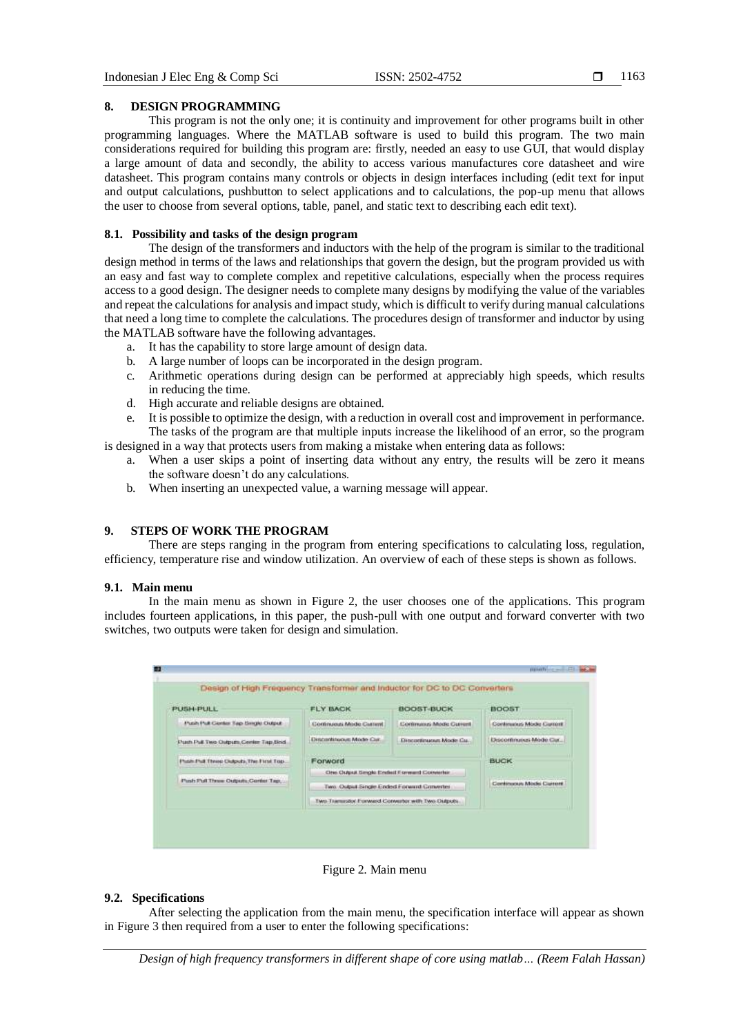## 8. DESIGN PROGRAMMING

This program is not the only one; it is continuity and improvement for other programs built in other programming languages. Where the MATLAB software is used to build this program. The two main considerations required for building this program are: firstly, needed an easy to use GUI, that would display a large amount of data and secondly, the ability to access various manufactures core datasheet and wire datasheet. This program contains many controls or objects in design interfaces including (edit text for input and output calculations, pushbutton to select applications and to calculations, the pop-up menu that allows the user to choose from several options, table, panel, and static text to describing each edit text).

### 8.1. Possibility and tasks of the design program

The design of the transformers and inductors with the help of the program is similar to the traditional design method in terms of the laws and relationships that govern the design, but the program provided us with an easy and fast way to complete complex and repetitive calculations, especially when the process requires access to a good design. The designer needs to complete many designs by modifying the value of the variables and repeat the calculations for analysis and impact study, which is difficult to verify during manual calculations that need a long time to complete the calculations. The procedures design of transformer and inductor by using the MATLAB software have the following advantages.

a. It has the capability to store large amount of design data.
b. A large number of loops can be incorporated in the design program.
c. Arithmetic operations during design can be performed at appreciably high speeds, which results in reducing the time.
d. High accurate and reliable designs are obtained.
e. It is possible to optimize the design, with a reduction in overall cost and improvement in performance.

The tasks of the program are that multiple inputs increase the likelihood of an error, so the program is designed in a way that protects users from making a mistake when entering data as follows:

a. When a user skips a point of inserting data without any entry, the results will be zero it means the software doesn't do any calculations.
b. When inserting an unexpected value, a warning message will appear.

## 9. STEPS OF WORK THE PROGRAM

There are steps ranging in the program from entering specifications to calculating loss, regulation, efficiency, temperature rise and window utilization. An overview of each of these steps is shown as follows.

### 9.1. Main menu

In the main menu as shown in Figure 2, the user chooses one of the applications. This program includes fourteen applications, in this paper, the push-pull with one output and forward converter with two switches, two outputs were taken for design and simulation.

Figure 2. Main menu

### 9.2. Specifications

After selecting the application from the main menu, the specification interface will appear as shown in Figure 3 then required from a user to enter the following specifications: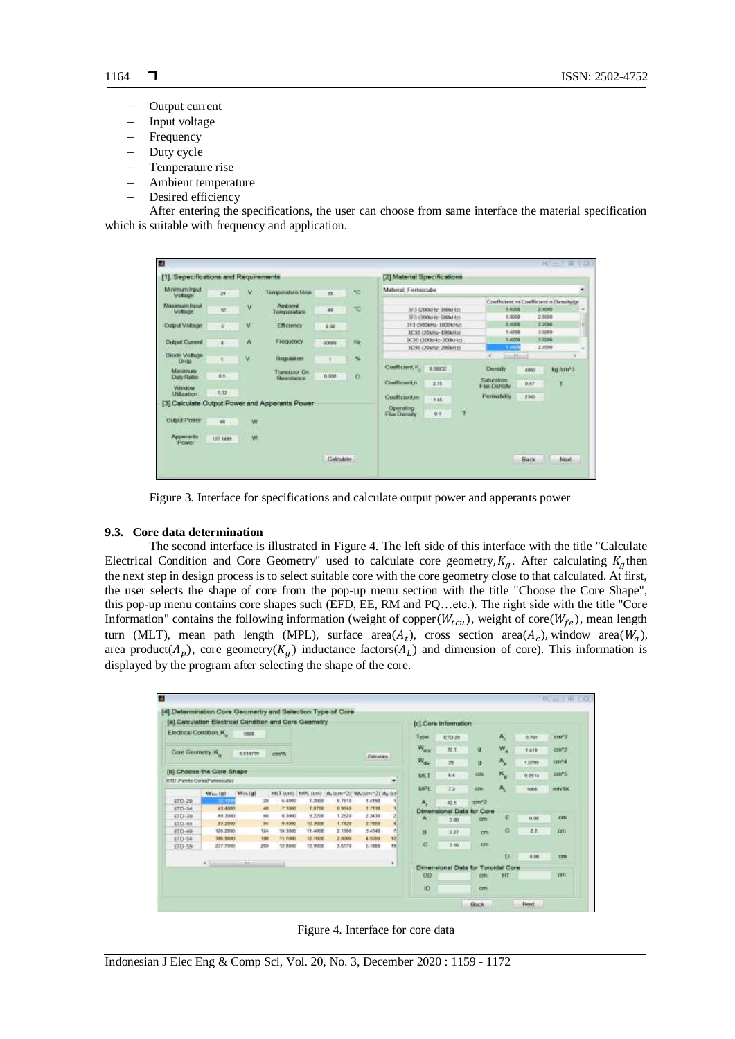- Output current
- Input voltage
- Frequency
- Duty cycle
- Temperature rise
- Ambient temperature
- Desired efficiency

After entering the specifications, the user can choose from same interface the material specification which is suitable with frequency and application.

Figure 3. Interface for specifications and calculate output power and apperants power

### 9.3. Core data determination

The second interface is illustrated in Figure 4. The left side of this interface with the title "Calculate Electrical Condition and Core Geometry" used to calculate core geometry, $K_g$. After calculating $K_g$ then the next step in design process is to select suitable core with the core geometry close to that calculated. At first, the user selects the shape of core from the pop-up menu section with the title "Choose the Core Shape", this pop-up menu contains core shapes such (EFD, EE, RM and PQ…etc.). The right side with the title "Core Information" contains the following information (weight of copper($W_{tcu}$), weight of core($W_{fe}$), mean length turn (MLT), mean path length (MPL), surface area($A_t$), cross section area($A_c$), window area($W_a$), area product($A_p$), core geometry($K_g$) inductance factors($A_L$) and dimension of core). This information is displayed by the program after selecting the shape of the core.

Figure 4. Interface for core data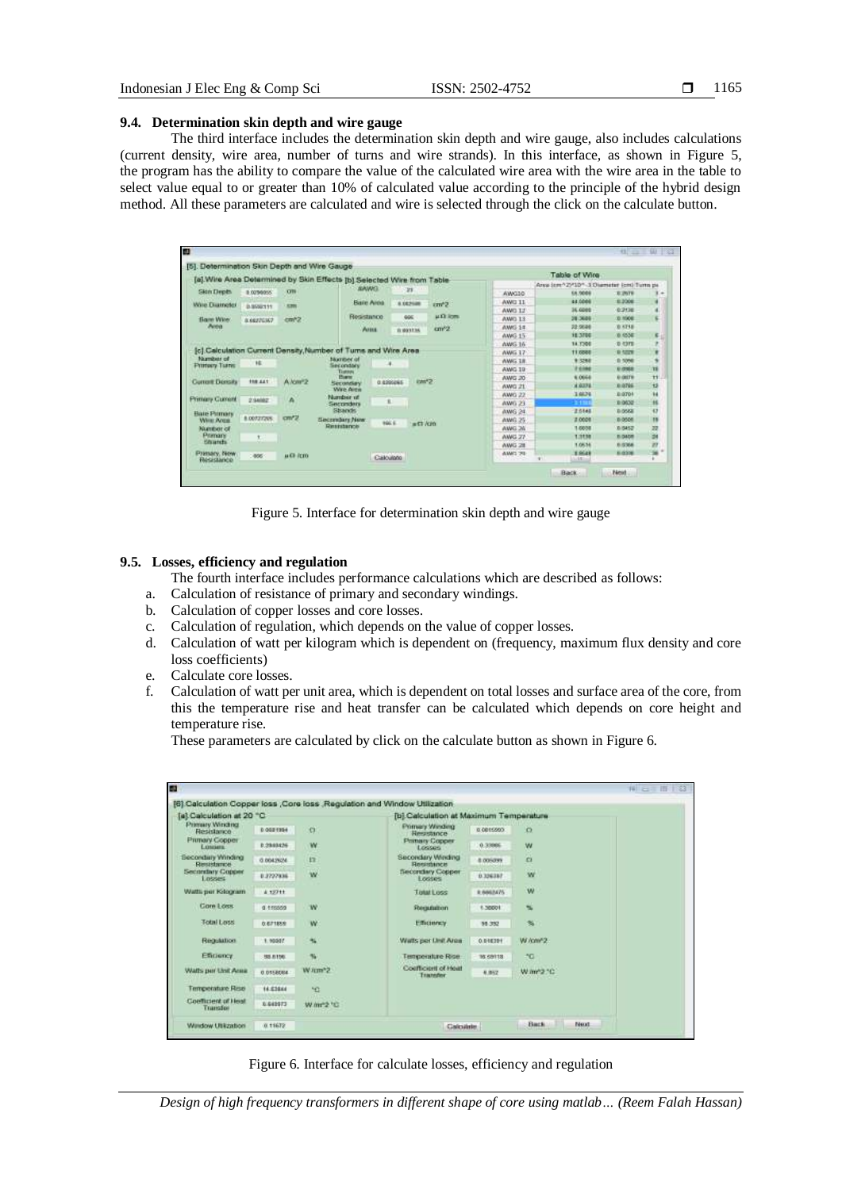### 9.4. Determination skin depth and wire gauge

The third interface includes the determination skin depth and wire gauge, also includes calculations (current density, wire area, number of turns and wire strands). In this interface, as shown in Figure 5, the program has the ability to compare the value of the calculated wire area with the wire area in the table to select value equal to or greater than 10% of calculated value according to the principle of the hybrid design method. All these parameters are calculated and wire is selected through the click on the calculate button.

Figure 5. Interface for determination skin depth and wire gauge

### 9.5. Losses, efficiency and regulation

The fourth interface includes performance calculations which are described as follows:

a. Calculation of resistance of primary and secondary windings.
b. Calculation of copper losses and core losses.
c. Calculation of regulation, which depends on the value of copper losses.
d. Calculation of watt per kilogram which is dependent on (frequency, maximum flux density and core loss coefficients)
e. Calculate core losses.
f. Calculation of watt per unit area, which is dependent on total losses and surface area of the core, from this the temperature rise and heat transfer can be calculated which depends on core height and temperature rise.

These parameters are calculated by click on the calculate button as shown in Figure 6.

Figure 6. Interface for calculate losses, efficiency and regulation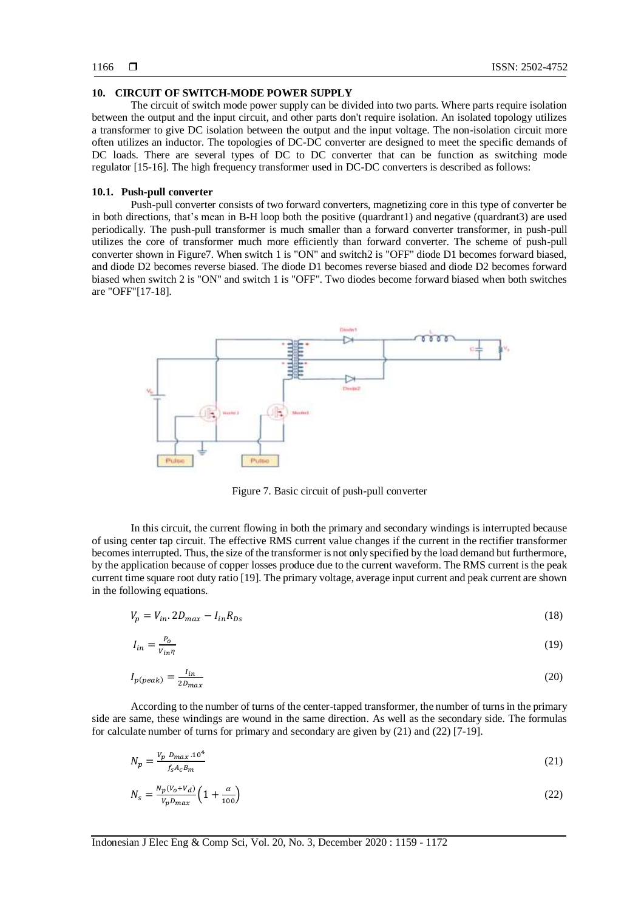## 10. CIRCUIT OF SWITCH-MODE POWER SUPPLY

The circuit of switch mode power supply can be divided into two parts. Where parts require isolation between the output and the input circuit, and other parts don't require isolation. An isolated topology utilizes a transformer to give DC isolation between the output and the input voltage. The non-isolation circuit more often utilizes an inductor. The topologies of DC-DC converter are designed to meet the specific demands of DC loads. There are several types of DC to DC converter that can be function as switching mode regulator [15-16]. The high frequency transformer used in DC-DC converters is described as follows:

### 10.1. Push-pull converter

Push-pull converter consists of two forward converters, magnetizing core in this type of converter be in both directions, that's mean in B-H loop both the positive (quardrant1) and negative (quardrant3) are used periodically. The push-pull transformer is much smaller than a forward converter transformer, in push-pull utilizes the core of transformer much more efficiently than forward converter. The scheme of push-pull converter shown in Figure7. When switch 1 is "ON" and switch2 is "OFF" diode D1 becomes forward biased, and diode D2 becomes reverse biased. The diode D1 becomes reverse biased and diode D2 becomes forward biased when switch 2 is "ON" and switch 1 is "OFF". Two diodes become forward biased when both switches are "OFF"[17-18].

Figure 7. Basic circuit of push-pull converter

In this circuit, the current flowing in both the primary and secondary windings is interrupted because of using center tap circuit. The effective RMS current value changes if the current in the rectifier transformer becomes interrupted. Thus, the size of the transformer is not only specified by the load demand but furthermore, by the application because of copper losses produce due to the current waveform. The RMS current is the peak current time square root duty ratio [19]. The primary voltage, average input current and peak current are shown in the following equations.

$$V_p = V_{in}.2D_{max} - I_{in}R_{Ds} \tag{18}$$

$$I_{in} = \frac{P_o}{V_{in}\eta} \tag{19}$$

$$I_{p(peak)} = \frac{I_{in}}{2D_{max}} \tag{20}$$

According to the number of turns of the center-tapped transformer, the number of turns in the primary side are same, these windings are wound in the same direction. As well as the secondary side. The formulas for calculate number of turns for primary and secondary are given by (21) and (22) [7-19].

$$N_p = \frac{V_p\ D_{max}.10^4}{f_s A_c B_m} \tag{21}$$

$$N_s = \frac{N_p(V_o+V_d)}{V_p D_{max}}\left(1+\frac{\alpha}{100}\right) \tag{22}$$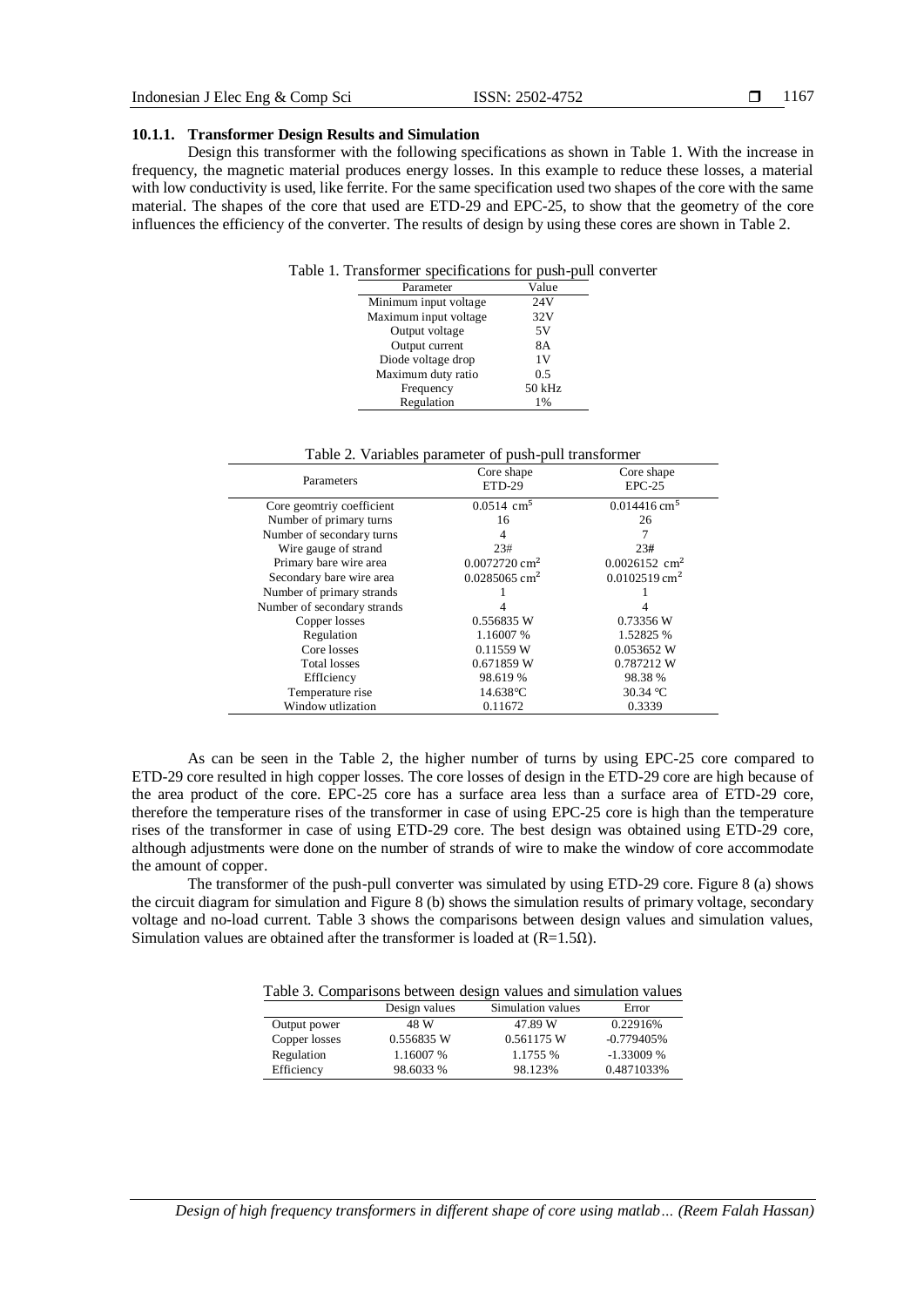#### 10.1.1. Transformer Design Results and Simulation

Design this transformer with the following specifications as shown in Table 1. With the increase in frequency, the magnetic material produces energy losses. In this example to reduce these losses, a material with low conductivity is used, like ferrite. For the same specification used two shapes of the core with the same material. The shapes of the core that used are ETD-29 and EPC-25, to show that the geometry of the core influences the efficiency of the converter. The results of design by using these cores are shown in Table 2.

Table 1. Transformer specifications for push-pull converter

| Parameter | Value |
|---|---|
| Minimum input voltage | 24V |
| Maximum input voltage | 32V |
| Output voltage | 5V |
| Output current | 8A |
| Diode voltage drop | 1V |
| Maximum duty ratio | 0.5 |
| Frequency | 50 kHz |
| Regulation | 1% |

Table 2. Variables parameter of push-pull transformer

| Parameters | Core shape ETD-29 | Core shape EPC-25 |
|---|---|---|
| Core geomtriy coefficient | 0.0514 cm$^5$ | 0.014416 cm$^5$ |
| Number of primary turns | 16 | 26 |
| Number of secondary turns | 4 | 7 |
| Wire gauge of strand | 23# | 23# |
| Primary bare wire area | 0.0072720 cm$^2$ | 0.0026152 cm$^2$ |
| Secondary bare wire area | 0.0285065 cm$^2$ | 0.0102519 cm$^2$ |
| Number of primary strands | 1 | 1 |
| Number of secondary strands | 4 | 4 |
| Copper losses | 0.556835 W | 0.73356 W |
| Regulation | 1.16007 % | 1.52825 % |
| Core losses | 0.11559 W | 0.053652 W |
| Total losses | 0.671859 W | 0.787212 W |
| Efficiency | 98.619 % | 98.38 % |
| Temperature rise | 14.638℃ | 30.34 ℃ |
| Window utlization | 0.11672 | 0.3339 |

As can be seen in the Table 2, the higher number of turns by using EPC-25 core compared to ETD-29 core resulted in high copper losses. The core losses of design in the ETD-29 core are high because of the area product of the core. EPC-25 core has a surface area less than a surface area of ETD-29 core, therefore the temperature rises of the transformer in case of using EPC-25 core is high than the temperature rises of the transformer in case of using ETD-29 core. The best design was obtained using ETD-29 core, although adjustments were done on the number of strands of wire to make the window of core accommodate the amount of copper.

The transformer of the push-pull converter was simulated by using ETD-29 core. Figure 8 (a) shows the circuit diagram for simulation and Figure 8 (b) shows the simulation results of primary voltage, secondary voltage and no-load current. Table 3 shows the comparisons between design values and simulation values, Simulation values are obtained after the transformer is loaded at (R=1.5Ω).

Table 3. Comparisons between design values and simulation values

| | Design values | Simulation values | Error |
|---|---|---|---|
| Output power | 48 W | 47.89 W | 0.22916% |
| Copper losses | 0.556835 W | 0.561175 W | -0.779405% |
| Regulation | 1.16007 % | 1.1755 % | -1.33009 % |
| Efficiency | 98.6033 % | 98.123% | 0.4871033% |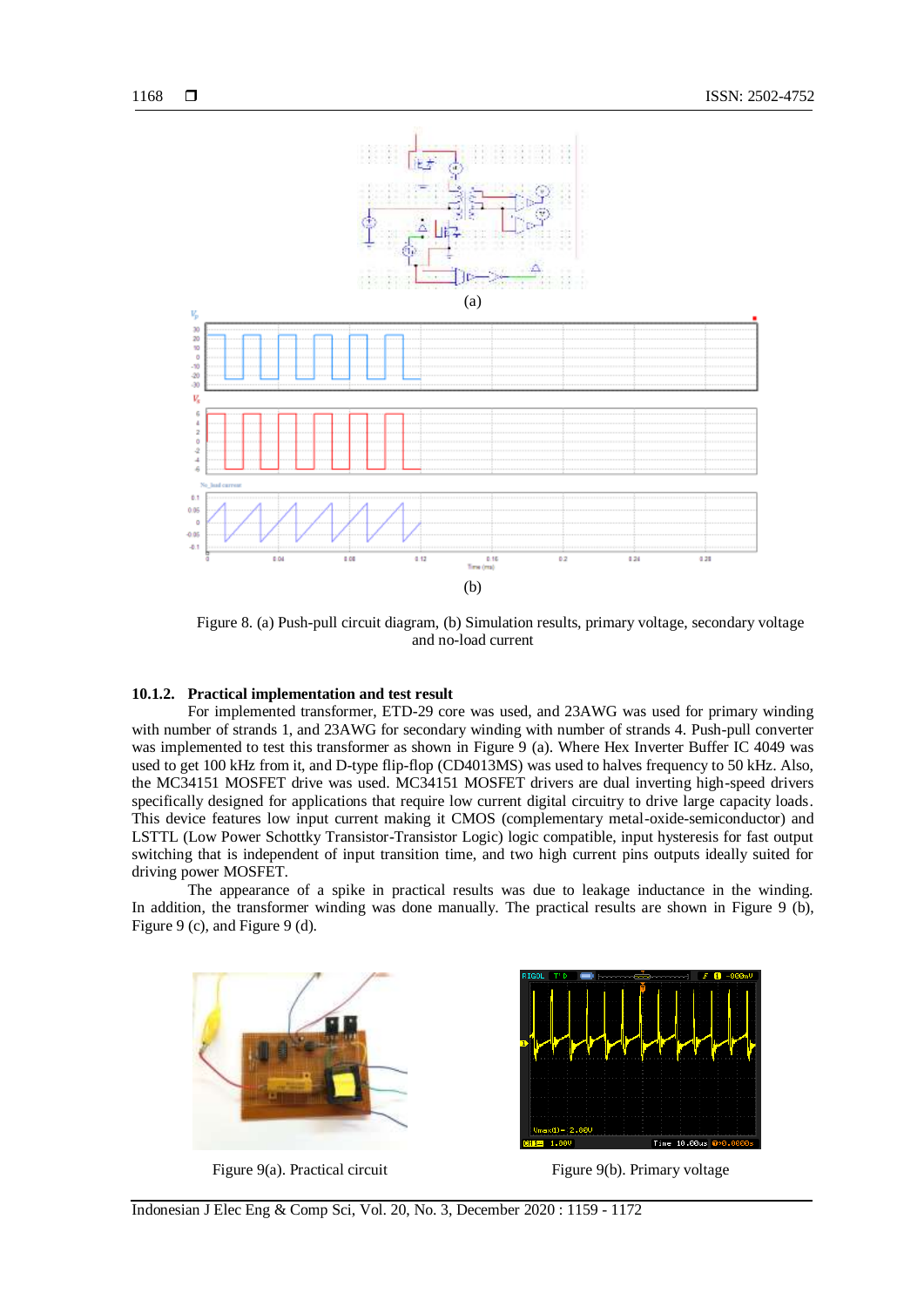(a)

(b)

Figure 8. (a) Push-pull circuit diagram, (b) Simulation results, primary voltage, secondary voltage and no-load current

#### 10.1.2. Practical implementation and test result

For implemented transformer, ETD-29 core was used, and 23AWG was used for primary winding with number of strands 1, and 23AWG for secondary winding with number of strands 4. Push-pull converter was implemented to test this transformer as shown in Figure 9 (a). Where Hex Inverter Buffer IC 4049 was used to get 100 kHz from it, and D-type flip-flop (CD4013MS) was used to halves frequency to 50 kHz. Also, the MC34151 MOSFET drive was used. MC34151 MOSFET drivers are dual inverting high-speed drivers specifically designed for applications that require low current digital circuitry to drive large capacity loads. This device features low input current making it CMOS (complementary metal-oxide-semiconductor) and LSTTL (Low Power Schottky Transistor-Transistor Logic) logic compatible, input hysteresis for fast output switching that is independent of input transition time, and two high current pins outputs ideally suited for driving power MOSFET.

The appearance of a spike in practical results was due to leakage inductance in the winding. In addition, the transformer winding was done manually. The practical results are shown in Figure 9 (b), Figure 9 (c), and Figure 9 (d).

Figure 9(a). Practical circuit

Figure 9(b). Primary voltage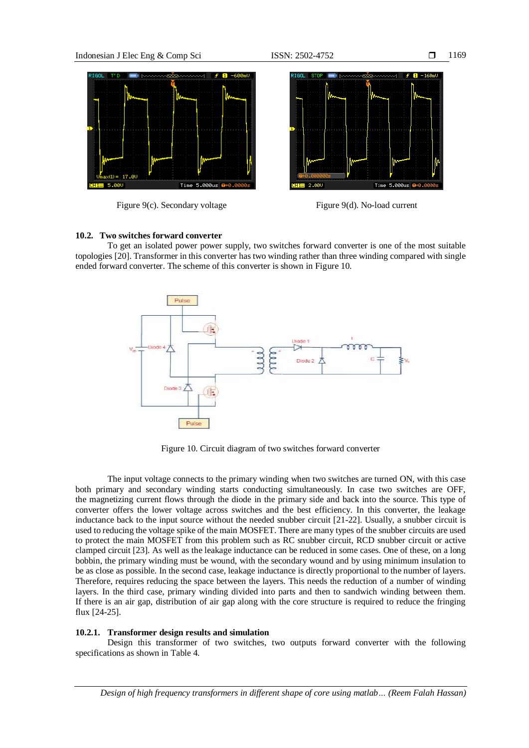Figure 9(c). Secondary voltage

Figure 9(d). No-load current

### 10.2. Two switches forward converter

To get an isolated power power supply, two switches forward converter is one of the most suitable topologies [20]. Transformer in this converter has two winding rather than three winding compared with single ended forward converter. The scheme of this converter is shown in Figure 10.

Figure 10. Circuit diagram of two switches forward converter

The input voltage connects to the primary winding when two switches are turned ON, with this case both primary and secondary winding starts conducting simultaneously. In case two switches are OFF, the magnetizing current flows through the diode in the primary side and back into the source. This type of converter offers the lower voltage across switches and the best efficiency. In this converter, the leakage inductance back to the input source without the needed snubber circuit [21-22]. Usually, a snubber circuit is used to reducing the voltage spike of the main MOSFET. There are many types of the snubber circuits are used to protect the main MOSFET from this problem such as RC snubber circuit, RCD snubber circuit or active clamped circuit [23]. As well as the leakage inductance can be reduced in some cases. One of these, on a long bobbin, the primary winding must be wound, with the secondary wound and by using minimum insulation to be as close as possible. In the second case, leakage inductance is directly proportional to the number of layers. Therefore, requires reducing the space between the layers. This needs the reduction of a number of winding layers. In the third case, primary winding divided into parts and then to sandwich winding between them. If there is an air gap, distribution of air gap along with the core structure is required to reduce the fringing flux [24-25].

#### 10.2.1. Transformer design results and simulation

Design this transformer of two switches, two outputs forward converter with the following specifications as shown in Table 4.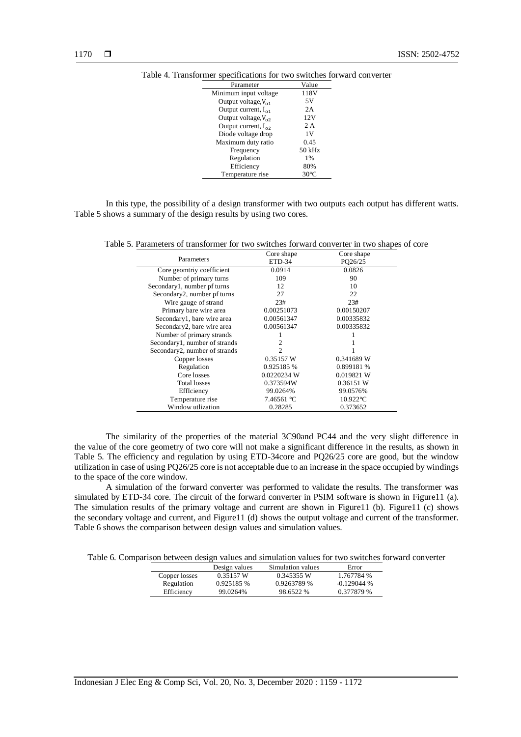Table 4. Transformer specifications for two switches forward converter

| Parameter | Value |
|---|---|
| Minimum input voltage | 118V |
| Output voltage, $V_{o1}$ | 5V |
| Output current, $I_{o1}$ | 2A |
| Output voltage, $V_{o2}$ | 12V |
| Output current, $I_{o2}$ | 2 A |
| Diode voltage drop | 1V |
| Maximum duty ratio | 0.45 |
| Frequency | 50 kHz |
| Regulation | 1% |
| Efficiency | 80% |
| Temperature rise | 30°C |

In this type, the possibility of a design transformer with two outputs each output has different watts. Table 5 shows a summary of the design results by using two cores.

Table 5. Parameters of transformer for two switches forward converter in two shapes of core

| Parameters | Core shape ETD-34 | Core shape PQ26/25 |
|---|---|---|
| Core geomtriy coefficient | 0.0914 | 0.0826 |
| Number of primary turns | 109 | 90 |
| Secondary1, number pf turns | 12 | 10 |
| Secondary2, number pf turns | 27 | 22 |
| Wire gauge of strand | 23# | 23# |
| Primary bare wire area | 0.00251073 | 0.00150207 |
| Secondary1, bare wire area | 0.00561347 | 0.00335832 |
| Secondary2, bare wire area | 0.00561347 | 0.00335832 |
| Number of primary strands | 1 | 1 |
| Secondary1, number of strands | 2 | 1 |
| Secondary2, number of strands | 2 | 1 |
| Copper losses | 0.35157 W | 0.341689 W |
| Regulation | 0.925185 % | 0.899181 % |
| Core losses | 0.0220234 W | 0.019821 W |
| Total losses | 0.373594W | 0.36151 W |
| EffIciency | 99.0264% | 99.0576% |
| Temperature rise | 7.46561 °C | 10.922°C |
| Window utlization | 0.28285 | 0.373652 |

The similarity of the properties of the material 3C90and PC44 and the very slight difference in the value of the core geometry of two core will not make a significant difference in the results, as shown in Table 5. The efficiency and regulation by using ETD-34core and PQ26/25 core are good, but the window utilization in case of using PQ26/25 core is not acceptable due to an increase in the space occupied by windings to the space of the core window.

A simulation of the forward converter was performed to validate the results. The transformer was simulated by ETD-34 core. The circuit of the forward converter in PSIM software is shown in Figure11 (a). The simulation results of the primary voltage and current are shown in Figure11 (b). Figure11 (c) shows the secondary voltage and current, and Figure11 (d) shows the output voltage and current of the transformer. Table 6 shows the comparison between design values and simulation values.

Table 6. Comparison between design values and simulation values for two switches forward converter

| | Design values | Simulation values | Error |
|---|---|---|---|
| Copper losses | 0.35157 W | 0.345355 W | 1.767784 % |
| Regulation | 0.925185 % | 0.9263789 % | -0.129044 % |
| Efficiency | 99.0264% | 98.6522 % | 0.377879 % |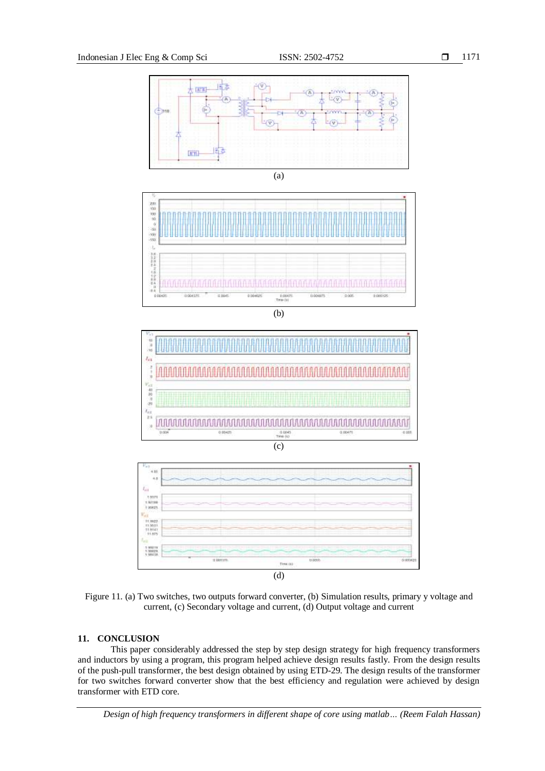(a)

(b)

(c)

(d)

Figure 11. (a) Two switches, two outputs forward converter, (b) Simulation results, primary y voltage and current, (c) Secondary voltage and current, (d) Output voltage and current

## 11. CONCLUSION

This paper considerably addressed the step by step design strategy for high frequency transformers and inductors by using a program, this program helped achieve design results fastly. From the design results of the push-pull transformer, the best design obtained by using ETD-29. The design results of the transformer for two switches forward converter show that the best efficiency and regulation were achieved by design transformer with ETD core.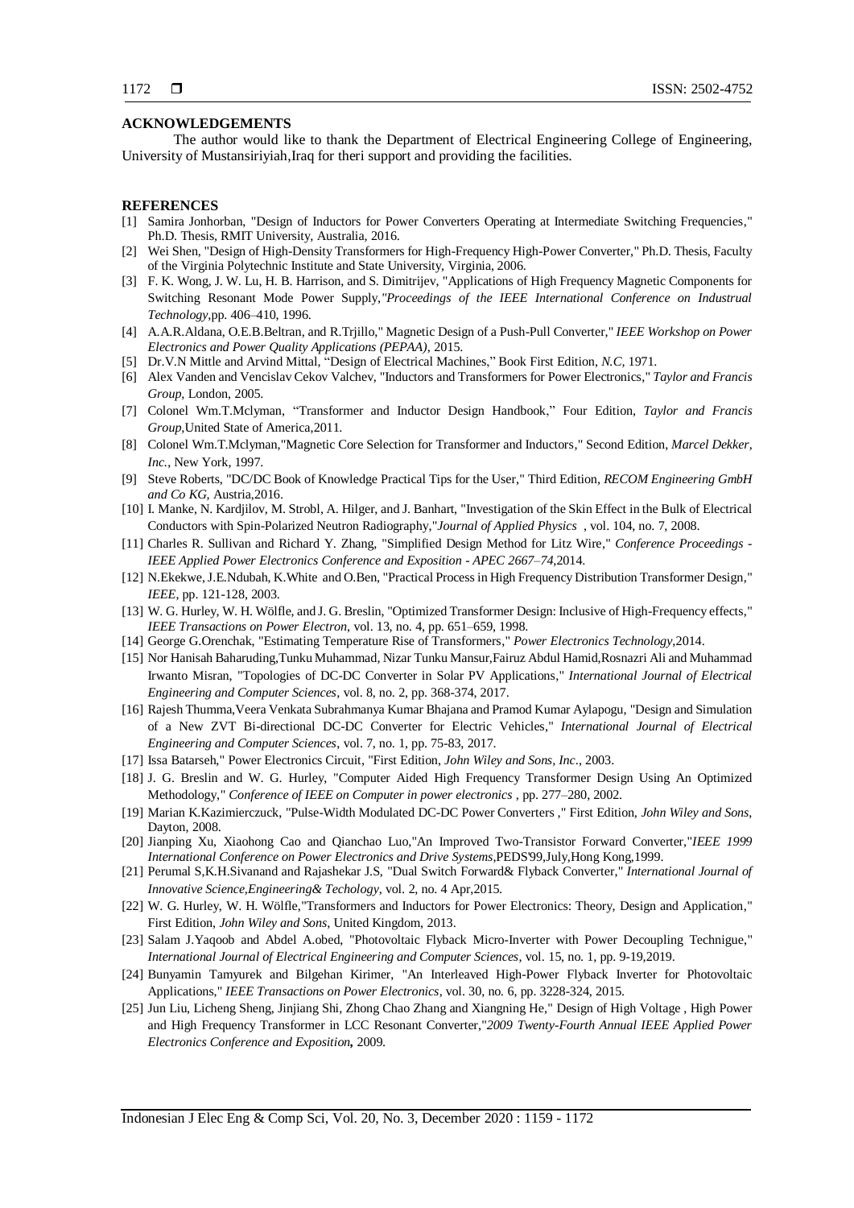## ACKNOWLEDGEMENTS

The author would like to thank the Department of Electrical Engineering College of Engineering, University of Mustansiriyiah,Iraq for theri support and providing the facilities.

## REFERENCES

[1] Samira Jonhorban, "Design of Inductors for Power Converters Operating at Intermediate Switching Frequencies," Ph.D. Thesis, RMIT University, Australia, 2016.

[2] Wei Shen, "Design of High-Density Transformers for High-Frequency High-Power Converter," Ph.D. Thesis, Faculty of the Virginia Polytechnic Institute and State University, Virginia, 2006.

[3] F. K. Wong, J. W. Lu, H. B. Harrison, and S. Dimitrijev, "Applications of High Frequency Magnetic Components for Switching Resonant Mode Power Supply,"*Proceedings of the IEEE International Conference on Industrual Technology*,pp. 406–410, 1996.

[4] A.A.R.Aldana, O.E.B.Beltran, and R.Trjillo," Magnetic Design of a Push-Pull Converter," *IEEE Workshop on Power Electronics and Power Quality Applications (PEPAA)*, 2015.

[5] Dr.V.N Mittle and Arvind Mittal, "Design of Electrical Machines," Book First Edition, *N.C*, 1971.

[6] Alex Vanden and Vencislav Cekov Valchev, "Inductors and Transformers for Power Electronics," *Taylor and Francis Group*, London, 2005.

[7] Colonel Wm.T.Mclyman, "Transformer and Inductor Design Handbook," Four Edition, *Taylor and Francis Group*,United State of America,2011.

[8] Colonel Wm.T.Mclyman,"Magnetic Core Selection for Transformer and Inductors," Second Edition, *Marcel Dekker, Inc.*, New York, 1997.

[9] Steve Roberts, "DC/DC Book of Knowledge Practical Tips for the User," Third Edition, *RECOM Engineering GmbH and Co KG*, Austria,2016.

[10] I. Manke, N. Kardjilov, M. Strobl, A. Hilger, and J. Banhart, "Investigation of the Skin Effect in the Bulk of Electrical Conductors with Spin-Polarized Neutron Radiography,"*Journal of Applied Physics* , vol. 104, no. 7, 2008.

[11] Charles R. Sullivan and Richard Y. Zhang, "Simplified Design Method for Litz Wire," *Conference Proceedings - IEEE Applied Power Electronics Conference and Exposition - APEC 2667–74*,2014.

[12] N.Ekekwe, J.E.Ndubah, K.White and O.Ben, "Practical Process in High Frequency Distribution Transformer Design," *IEEE*, pp. 121-128, 2003.

[13] W. G. Hurley, W. H. Wölfle, and J. G. Breslin, "Optimized Transformer Design: Inclusive of High-Frequency effects," *IEEE Transactions on Power Electron*, vol. 13, no. 4, pp. 651–659, 1998.

[14] George G.Orenchak, "Estimating Temperature Rise of Transformers," *Power Electronics Technology*,2014.

[15] Nor Hanisah Baharuding,Tunku Muhammad, Nizar Tunku Mansur,Fairuz Abdul Hamid,Rosnazri Ali and Muhammad Irwanto Misran, "Topologies of DC-DC Converter in Solar PV Applications," *International Journal of Electrical Engineering and Computer Sciences*, vol. 8, no. 2, pp. 368-374, 2017.

[16] Rajesh Thumma,Veera Venkata Subrahmanya Kumar Bhajana and Pramod Kumar Aylapogu, "Design and Simulation of a New ZVT Bi-directional DC-DC Converter for Electric Vehicles," *International Journal of Electrical Engineering and Computer Sciences*, vol. 7, no. 1, pp. 75-83, 2017.

[17] Issa Batarseh," Power Electronics Circuit, "First Edition, *John Wiley and Sons, Inc*., 2003.

[18] J. G. Breslin and W. G. Hurley, "Computer Aided High Frequency Transformer Design Using An Optimized Methodology," *Conference of IEEE on Computer in power electronics* , pp. 277–280, 2002.

[19] Marian K.Kazimierczuck, "Pulse-Width Modulated DC-DC Power Converters ," First Edition, *John Wiley and Sons*, Dayton, 2008.

[20] Jianping Xu, Xiaohong Cao and Qianchao Luo,"An Improved Two-Transistor Forward Converter,"*IEEE 1999 International Conference on Power Electronics and Drive Systems*,PEDS'99,July,Hong Kong,1999.

[21] Perumal S,K.H.Sivanand and Rajashekar J.S, "Dual Switch Forward& Flyback Converter," *International Journal of Innovative Science,Engineering& Techology*, vol. 2, no. 4 Apr,2015.

[22] W. G. Hurley, W. H. Wölfle,"Transformers and Inductors for Power Electronics: Theory, Design and Application," First Edition, *John Wiley and Sons*, United Kingdom, 2013.

[23] Salam J.Yaqoob and Abdel A.obed, "Photovoltaic Flyback Micro-Inverter with Power Decoupling Technigue," *International Journal of Electrical Engineering and Computer Sciences*, vol. 15, no. 1, pp. 9-19,2019.

[24] Bunyamin Tamyurek and Bilgehan Kirimer, "An Interleaved High-Power Flyback Inverter for Photovoltaic Applications," *IEEE Transactions on Power Electronics*, vol. 30, no. 6, pp. 3228-324, 2015.

[25] Jun Liu, Licheng Sheng, Jinjiang Shi, Zhong Chao Zhang and Xiangning He," Design of High Voltage , High Power and High Frequency Transformer in LCC Resonant Converter,"*2009 Twenty-Fourth Annual IEEE Applied Power Electronics Conference and Exposition*, 2009.